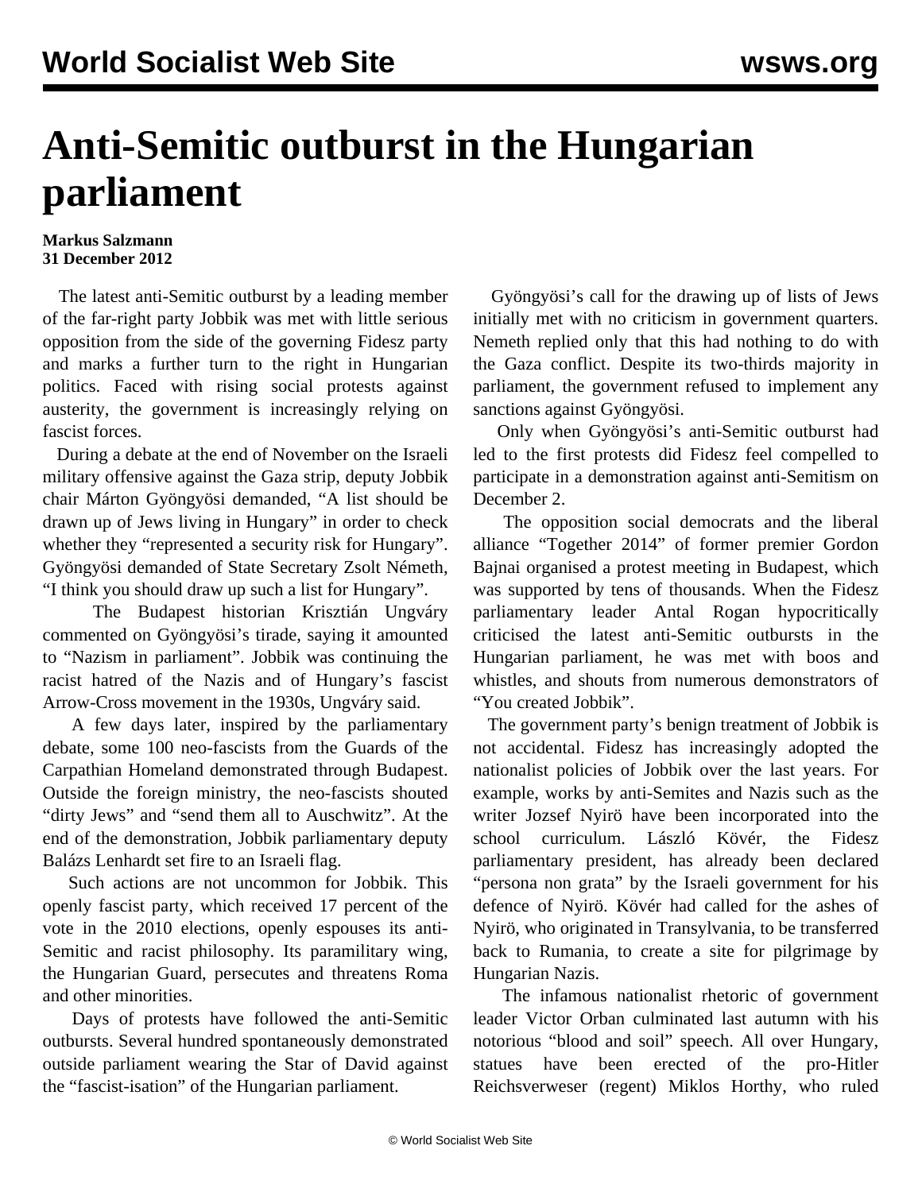# Anti-Semitic outburst in the Hungarian parliament

**Markus Salzmann**
**31 December 2012**

The latest anti-Semitic outburst by a leading member of the far-right party Jobbik was met with little serious opposition from the side of the governing Fidesz party and marks a further turn to the right in Hungarian politics. Faced with rising social protests against austerity, the government is increasingly relying on fascist forces.

During a debate at the end of November on the Israeli military offensive against the Gaza strip, deputy Jobbik chair Márton Gyöngyösi demanded, "A list should be drawn up of Jews living in Hungary" in order to check whether they "represented a security risk for Hungary". Gyöngyösi demanded of State Secretary Zsolt Németh, "I think you should draw up such a list for Hungary".

The Budapest historian Krisztián Ungváry commented on Gyöngyösi's tirade, saying it amounted to "Nazism in parliament". Jobbik was continuing the racist hatred of the Nazis and of Hungary's fascist Arrow-Cross movement in the 1930s, Ungváry said.

A few days later, inspired by the parliamentary debate, some 100 neo-fascists from the Guards of the Carpathian Homeland demonstrated through Budapest. Outside the foreign ministry, the neo-fascists shouted "dirty Jews" and "send them all to Auschwitz". At the end of the demonstration, Jobbik parliamentary deputy Balázs Lenhardt set fire to an Israeli flag.

Such actions are not uncommon for Jobbik. This openly fascist party, which received 17 percent of the vote in the 2010 elections, openly espouses its anti-Semitic and racist philosophy. Its paramilitary wing, the Hungarian Guard, persecutes and threatens Roma and other minorities.

Days of protests have followed the anti-Semitic outbursts. Several hundred spontaneously demonstrated outside parliament wearing the Star of David against the "fascist-isation" of the Hungarian parliament.

Gyöngyösi's call for the drawing up of lists of Jews initially met with no criticism in government quarters. Nemeth replied only that this had nothing to do with the Gaza conflict. Despite its two-thirds majority in parliament, the government refused to implement any sanctions against Gyöngyösi.

Only when Gyöngyösi's anti-Semitic outburst had led to the first protests did Fidesz feel compelled to participate in a demonstration against anti-Semitism on December 2.

The opposition social democrats and the liberal alliance "Together 2014" of former premier Gordon Bajnai organised a protest meeting in Budapest, which was supported by tens of thousands. When the Fidesz parliamentary leader Antal Rogan hypocritically criticised the latest anti-Semitic outbursts in the Hungarian parliament, he was met with boos and whistles, and shouts from numerous demonstrators of "You created Jobbik".

The government party's benign treatment of Jobbik is not accidental. Fidesz has increasingly adopted the nationalist policies of Jobbik over the last years. For example, works by anti-Semites and Nazis such as the writer Jozsef Nyirö have been incorporated into the school curriculum. László Kövér, the Fidesz parliamentary president, has already been declared "persona non grata" by the Israeli government for his defence of Nyirö. Kövér had called for the ashes of Nyirö, who originated in Transylvania, to be transferred back to Rumania, to create a site for pilgrimage by Hungarian Nazis.

The infamous nationalist rhetoric of government leader Victor Orban culminated last autumn with his notorious "blood and soil" speech. All over Hungary, statues have been erected of the pro-Hitler Reichsverweser (regent) Miklos Horthy, who ruled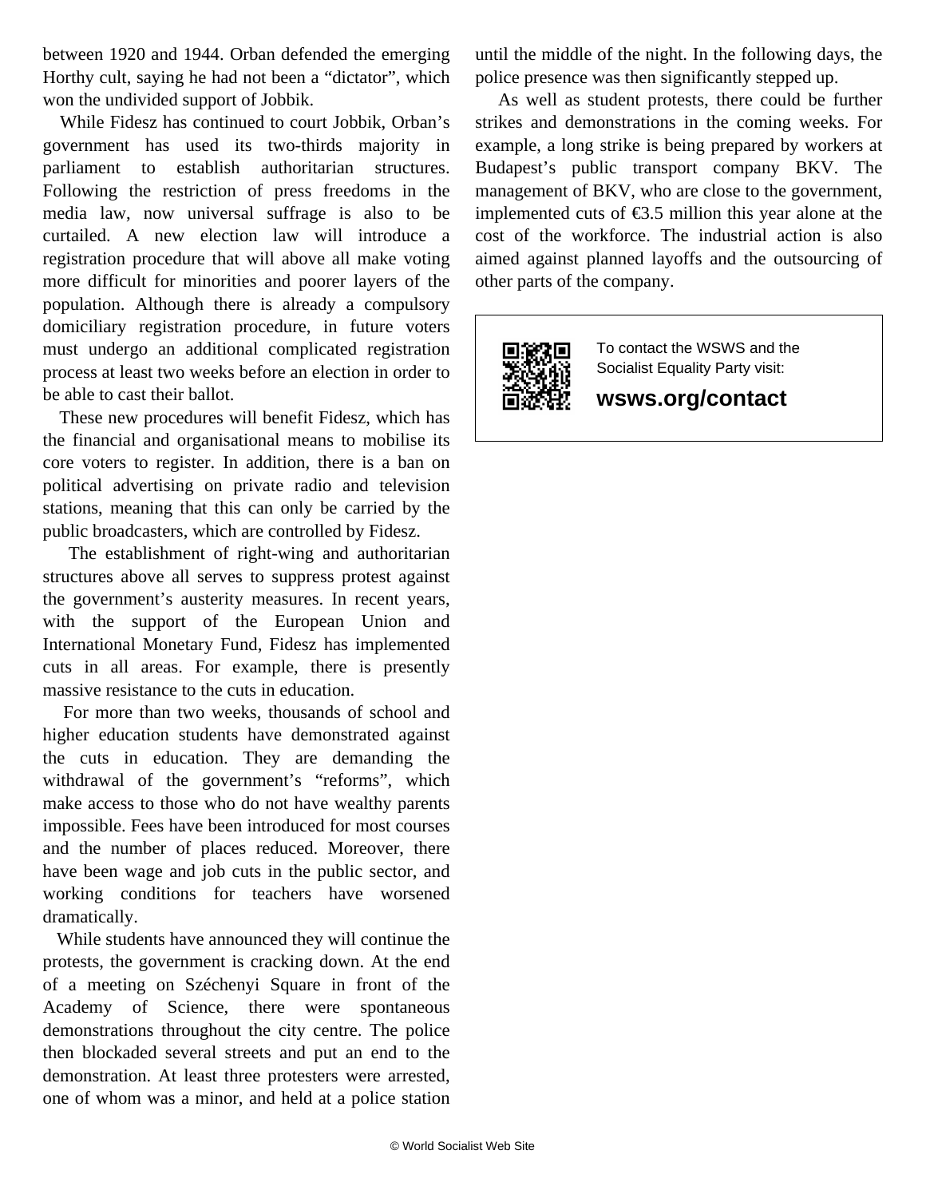between 1920 and 1944. Orban defended the emerging Horthy cult, saying he had not been a “dictator”, which won the undivided support of Jobbik.

While Fidesz has continued to court Jobbik, Orban’s government has used its two-thirds majority in parliament to establish authoritarian structures. Following the restriction of press freedoms in the media law, now universal suffrage is also to be curtailed. A new election law will introduce a registration procedure that will above all make voting more difficult for minorities and poorer layers of the population. Although there is already a compulsory domiciliary registration procedure, in future voters must undergo an additional complicated registration process at least two weeks before an election in order to be able to cast their ballot.

These new procedures will benefit Fidesz, which has the financial and organisational means to mobilise its core voters to register. In addition, there is a ban on political advertising on private radio and television stations, meaning that this can only be carried by the public broadcasters, which are controlled by Fidesz.

The establishment of right-wing and authoritarian structures above all serves to suppress protest against the government’s austerity measures. In recent years, with the support of the European Union and International Monetary Fund, Fidesz has implemented cuts in all areas. For example, there is presently massive resistance to the cuts in education.

For more than two weeks, thousands of school and higher education students have demonstrated against the cuts in education. They are demanding the withdrawal of the government’s “reforms”, which make access to those who do not have wealthy parents impossible. Fees have been introduced for most courses and the number of places reduced. Moreover, there have been wage and job cuts in the public sector, and working conditions for teachers have worsened dramatically.

While students have announced they will continue the protests, the government is cracking down. At the end of a meeting on Széchenyi Square in front of the Academy of Science, there were spontaneous demonstrations throughout the city centre. The police then blockaded several streets and put an end to the demonstration. At least three protesters were arrested, one of whom was a minor, and held at a police station until the middle of the night. In the following days, the police presence was then significantly stepped up.

As well as student protests, there could be further strikes and demonstrations in the coming weeks. For example, a long strike is being prepared by workers at Budapest’s public transport company BKV. The management of BKV, who are close to the government, implemented cuts of €3.5 million this year alone at the cost of the workforce. The industrial action is also aimed against planned layoffs and the outsourcing of other parts of the company.

To contact the WSWS and the Socialist Equality Party visit:

**wsws.org/contact**